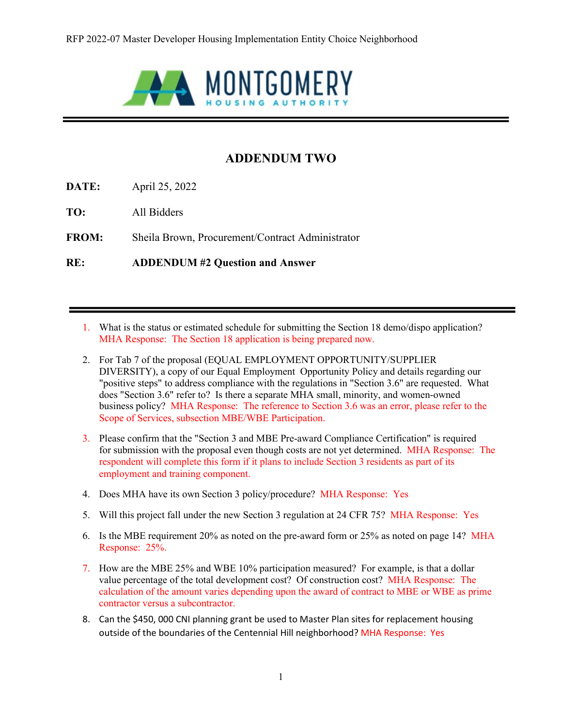RFP 2022-07 Master Developer Housing Implementation Entity Choice Neighborhood

MONTGOMERY HOUSING AUTHORITY

# ADDENDUM TWO

**DATE:** April 25, 2022

**TO:** All Bidders

**FROM:** Sheila Brown, Procurement/Contract Administrator

**RE:** **ADDENDUM #2 Question and Answer**

---

1. What is the status or estimated schedule for submitting the Section 18 demo/dispo application? MHA Response: The Section 18 application is being prepared now.

2. For Tab 7 of the proposal (EQUAL EMPLOYMENT OPPORTUNITY/SUPPLIER DIVERSITY), a copy of our Equal Employment Opportunity Policy and details regarding our "positive steps" to address compliance with the regulations in "Section 3.6" are requested. What does "Section 3.6" refer to? Is there a separate MHA small, minority, and women-owned business policy? MHA Response: The reference to Section 3.6 was an error, please refer to the Scope of Services, subsection MBE/WBE Participation.

3. Please confirm that the "Section 3 and MBE Pre-award Compliance Certification" is required for submission with the proposal even though costs are not yet determined. MHA Response: The respondent will complete this form if it plans to include Section 3 residents as part of its employment and training component.

4. Does MHA have its own Section 3 policy/procedure? MHA Response: Yes

5. Will this project fall under the new Section 3 regulation at 24 CFR 75? MHA Response: Yes

6. Is the MBE requirement 20% as noted on the pre-award form or 25% as noted on page 14? MHA Response: 25%.

7. How are the MBE 25% and WBE 10% participation measured? For example, is that a dollar value percentage of the total development cost? Of construction cost? MHA Response: The calculation of the amount varies depending upon the award of contract to MBE or WBE as prime contractor versus a subcontractor.

8. Can the $450, 000 CNI planning grant be used to Master Plan sites for replacement housing outside of the boundaries of the Centennial Hill neighborhood? MHA Response: Yes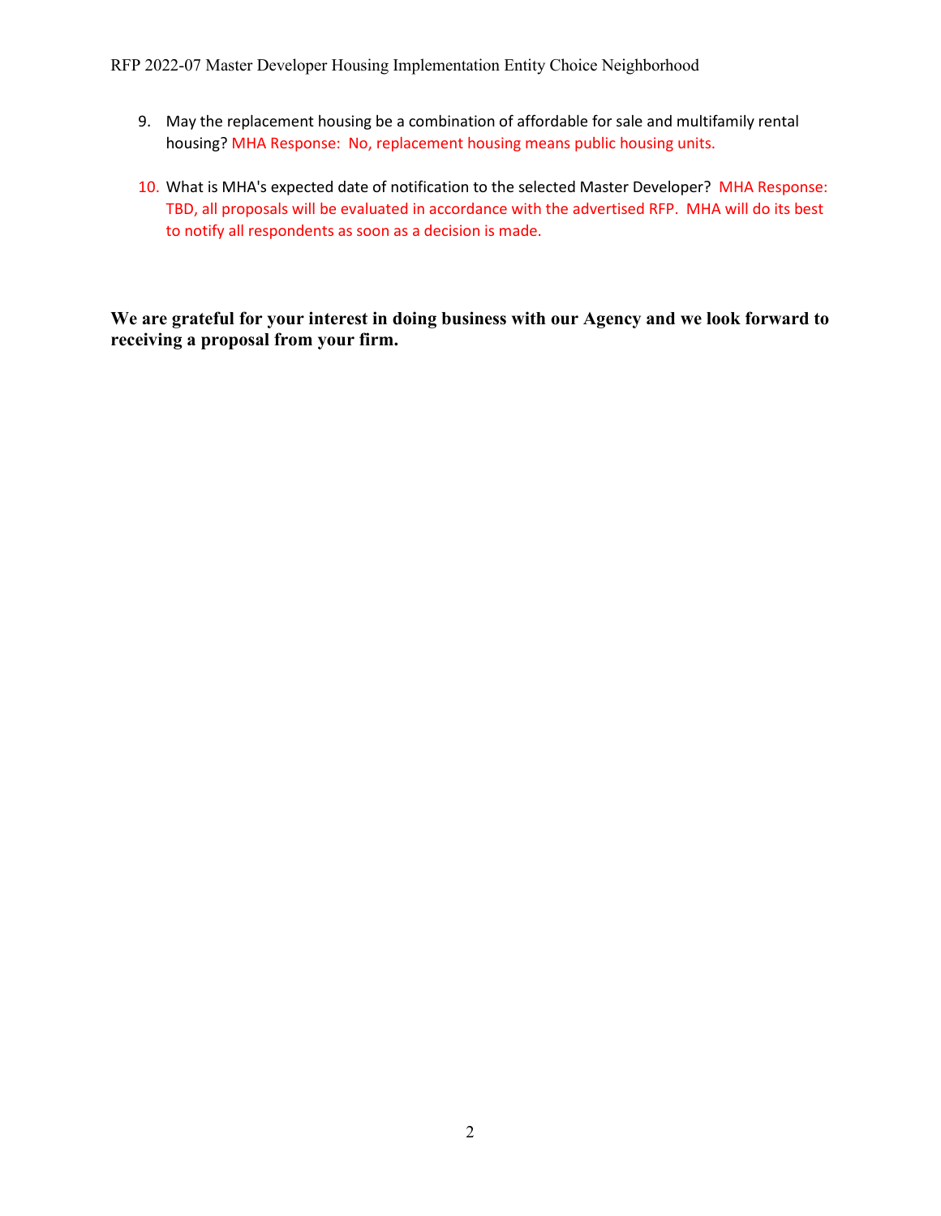9. May the replacement housing be a combination of affordable for sale and multifamily rental housing? MHA Response: No, replacement housing means public housing units.

10. What is MHA's expected date of notification to the selected Master Developer? MHA Response: TBD, all proposals will be evaluated in accordance with the advertised RFP. MHA will do its best to notify all respondents as soon as a decision is made.

**We are grateful for your interest in doing business with our Agency and we look forward to receiving a proposal from your firm.**